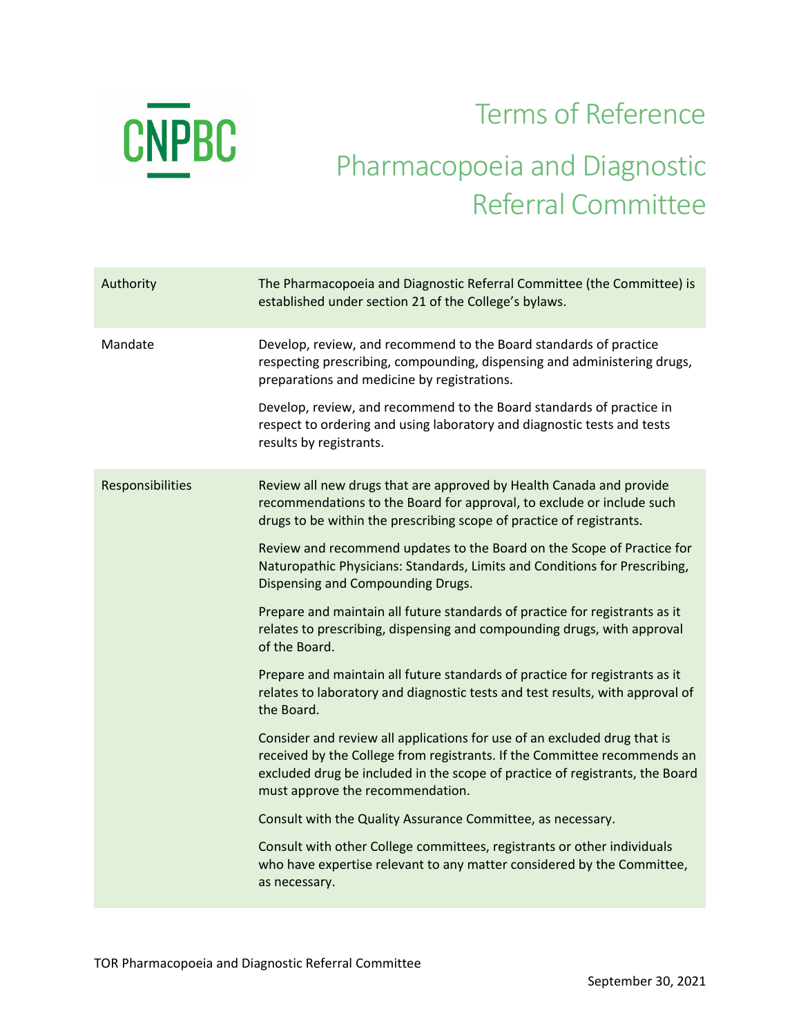CNPBC

# Terms of Reference

# Pharmacopoeia and Diagnostic Referral Committee

| | |
|---|---|
| Authority | The Pharmacopoeia and Diagnostic Referral Committee (the Committee) is established under section 21 of the College's bylaws. |
| Mandate | Develop, review, and recommend to the Board standards of practice respecting prescribing, compounding, dispensing and administering drugs, preparations and medicine by registrations.<br><br>Develop, review, and recommend to the Board standards of practice in respect to ordering and using laboratory and diagnostic tests and tests results by registrants. |
| Responsibilities | Review all new drugs that are approved by Health Canada and provide recommendations to the Board for approval, to exclude or include such drugs to be within the prescribing scope of practice of registrants.<br><br>Review and recommend updates to the Board on the Scope of Practice for Naturopathic Physicians: Standards, Limits and Conditions for Prescribing, Dispensing and Compounding Drugs.<br><br>Prepare and maintain all future standards of practice for registrants as it relates to prescribing, dispensing and compounding drugs, with approval of the Board.<br><br>Prepare and maintain all future standards of practice for registrants as it relates to laboratory and diagnostic tests and test results, with approval of the Board.<br><br>Consider and review all applications for use of an excluded drug that is received by the College from registrants. If the Committee recommends an excluded drug be included in the scope of practice of registrants, the Board must approve the recommendation.<br><br>Consult with the Quality Assurance Committee, as necessary.<br><br>Consult with other College committees, registrants or other individuals who have expertise relevant to any matter considered by the Committee, as necessary. |

TOR Pharmacopoeia and Diagnostic Referral Committee

September 30, 2021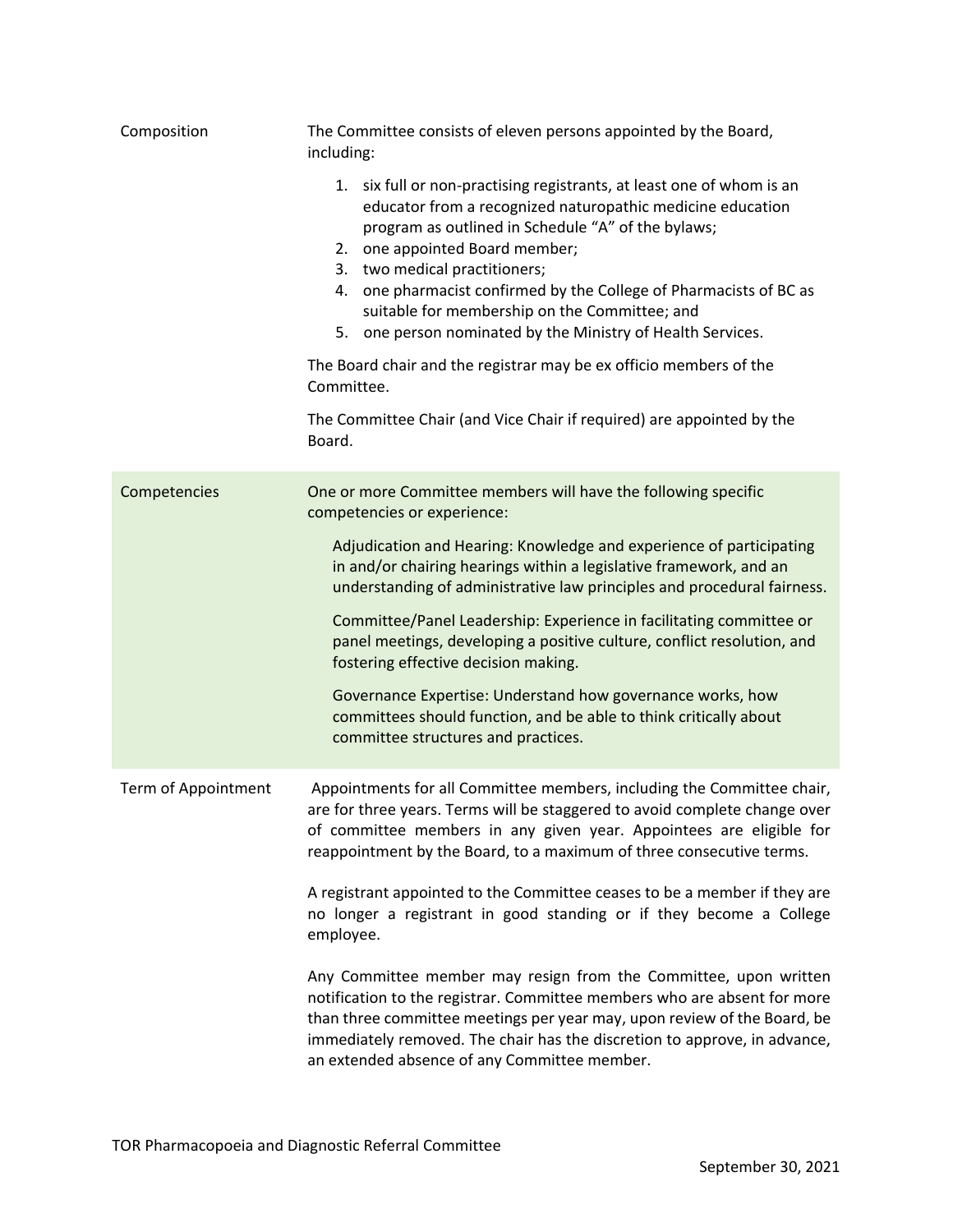| | |
|---|---|
| Composition | The Committee consists of eleven persons appointed by the Board, including:<br><br>1. six full or non-practising registrants, at least one of whom is an educator from a recognized naturopathic medicine education program as outlined in Schedule "A" of the bylaws;<br>2. one appointed Board member;<br>3. two medical practitioners;<br>4. one pharmacist confirmed by the College of Pharmacists of BC as suitable for membership on the Committee; and<br>5. one person nominated by the Ministry of Health Services.<br><br>The Board chair and the registrar may be ex officio members of the Committee.<br><br>The Committee Chair (and Vice Chair if required) are appointed by the Board. |
| Competencies | One or more Committee members will have the following specific competencies or experience:<br><br>Adjudication and Hearing: Knowledge and experience of participating in and/or chairing hearings within a legislative framework, and an understanding of administrative law principles and procedural fairness.<br><br>Committee/Panel Leadership: Experience in facilitating committee or panel meetings, developing a positive culture, conflict resolution, and fostering effective decision making.<br><br>Governance Expertise: Understand how governance works, how committees should function, and be able to think critically about committee structures and practices. |
| Term of Appointment | Appointments for all Committee members, including the Committee chair, are for three years. Terms will be staggered to avoid complete change over of committee members in any given year. Appointees are eligible for reappointment by the Board, to a maximum of three consecutive terms.<br><br>A registrant appointed to the Committee ceases to be a member if they are no longer a registrant in good standing or if they become a College employee.<br><br>Any Committee member may resign from the Committee, upon written notification to the registrar. Committee members who are absent for more than three committee meetings per year may, upon review of the Board, be immediately removed. The chair has the discretion to approve, in advance, an extended absence of any Committee member. |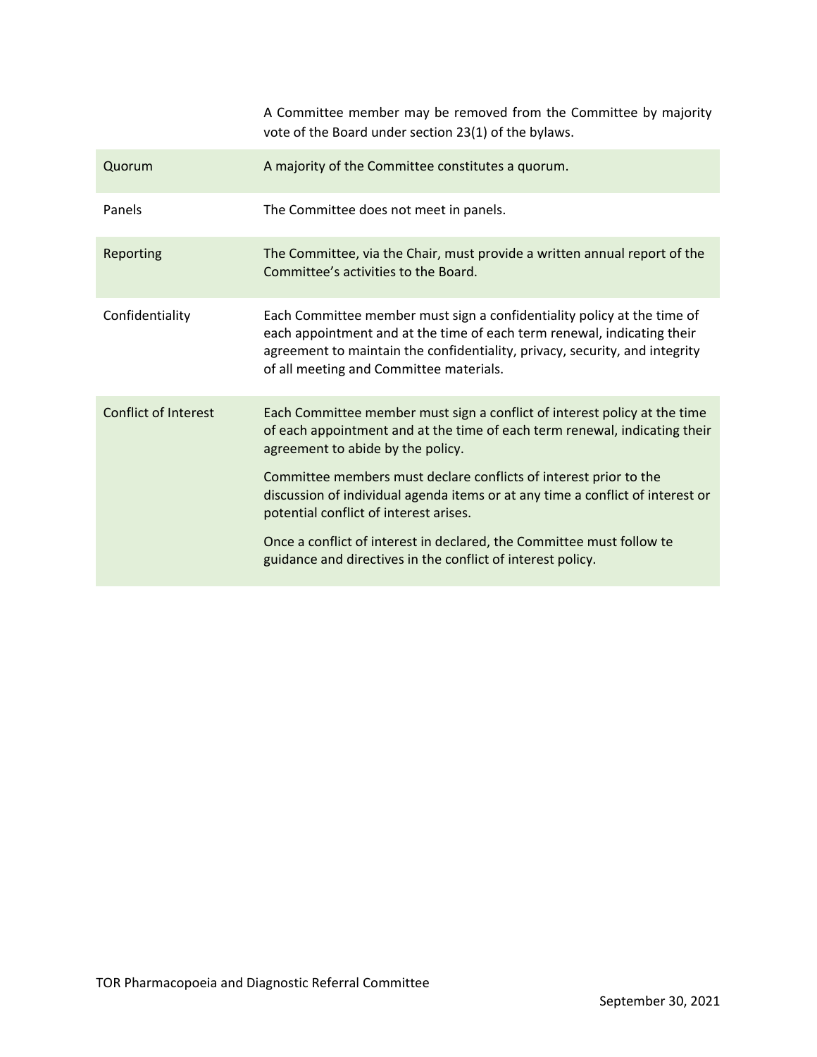| | |
|---|---|
| | A Committee member may be removed from the Committee by majority vote of the Board under section 23(1) of the bylaws. |
| Quorum | A majority of the Committee constitutes a quorum. |
| Panels | The Committee does not meet in panels. |
| Reporting | The Committee, via the Chair, must provide a written annual report of the Committee's activities to the Board. |
| Confidentiality | Each Committee member must sign a confidentiality policy at the time of each appointment and at the time of each term renewal, indicating their agreement to maintain the confidentiality, privacy, security, and integrity of all meeting and Committee materials. |
| Conflict of Interest | Each Committee member must sign a conflict of interest policy at the time of each appointment and at the time of each term renewal, indicating their agreement to abide by the policy.<br><br>Committee members must declare conflicts of interest prior to the discussion of individual agenda items or at any time a conflict of interest or potential conflict of interest arises.<br><br>Once a conflict of interest in declared, the Committee must follow te guidance and directives in the conflict of interest policy. |